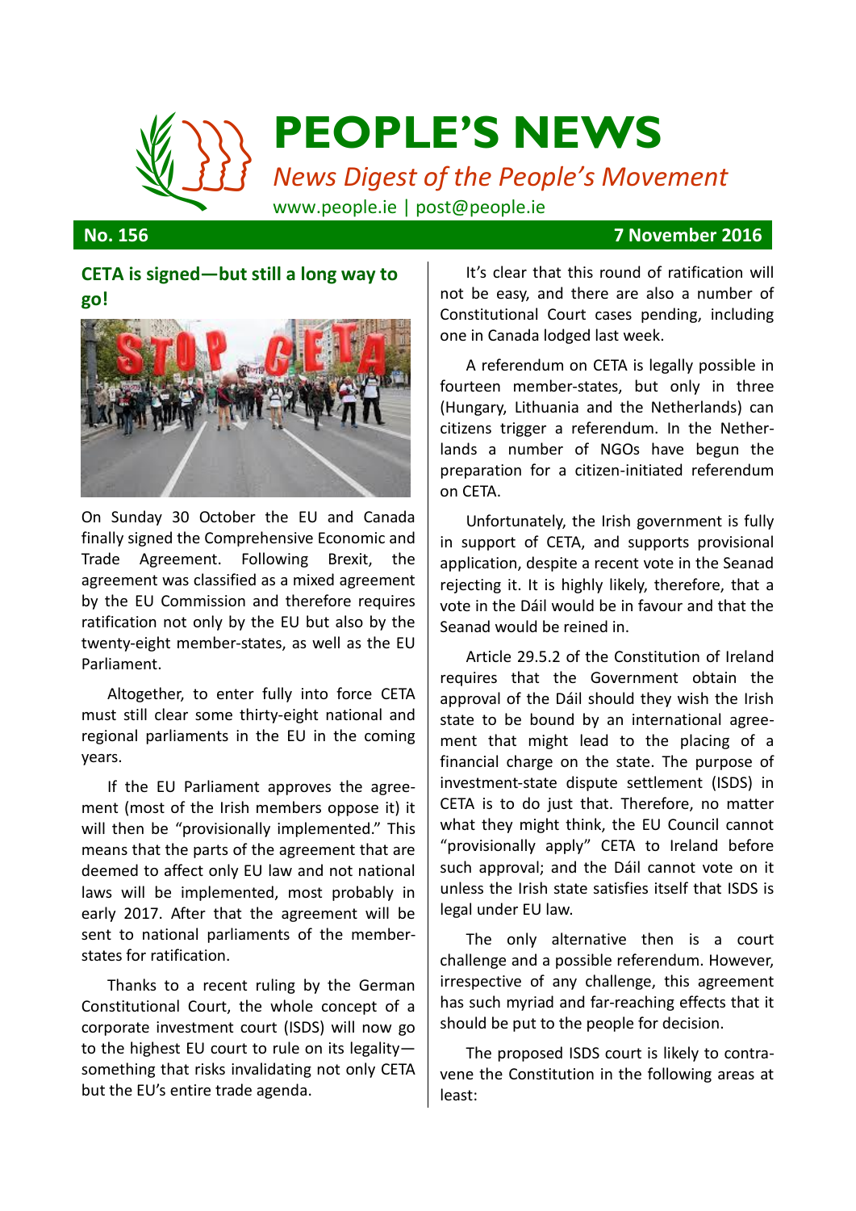# PEOPLE'S NEWS

*News Digest of the People's Movement*

www.people.ie | post@people.ie

**No. 156** **7 November 2016**

## CETA is signed—but still a long way to go!

On Sunday 30 October the EU and Canada finally signed the Comprehensive Economic and Trade Agreement. Following Brexit, the agreement was classified as a mixed agreement by the EU Commission and therefore requires ratification not only by the EU but also by the twenty-eight member-states, as well as the EU Parliament.

Altogether, to enter fully into force CETA must still clear some thirty-eight national and regional parliaments in the EU in the coming years.

If the EU Parliament approves the agreement (most of the Irish members oppose it) it will then be "provisionally implemented." This means that the parts of the agreement that are deemed to affect only EU law and not national laws will be implemented, most probably in early 2017. After that the agreement will be sent to national parliaments of the member-states for ratification.

Thanks to a recent ruling by the German Constitutional Court, the whole concept of a corporate investment court (ISDS) will now go to the highest EU court to rule on its legality—something that risks invalidating not only CETA but the EU's entire trade agenda.

It's clear that this round of ratification will not be easy, and there are also a number of Constitutional Court cases pending, including one in Canada lodged last week.

A referendum on CETA is legally possible in fourteen member-states, but only in three (Hungary, Lithuania and the Netherlands) can citizens trigger a referendum. In the Netherlands a number of NGOs have begun the preparation for a citizen-initiated referendum on CETA.

Unfortunately, the Irish government is fully in support of CETA, and supports provisional application, despite a recent vote in the Seanad rejecting it. It is highly likely, therefore, that a vote in the Dáil would be in favour and that the Seanad would be reined in.

Article 29.5.2 of the Constitution of Ireland requires that the Government obtain the approval of the Dáil should they wish the Irish state to be bound by an international agreement that might lead to the placing of a financial charge on the state. The purpose of investment-state dispute settlement (ISDS) in CETA is to do just that. Therefore, no matter what they might think, the EU Council cannot "provisionally apply" CETA to Ireland before such approval; and the Dáil cannot vote on it unless the Irish state satisfies itself that ISDS is legal under EU law.

The only alternative then is a court challenge and a possible referendum. However, irrespective of any challenge, this agreement has such myriad and far-reaching effects that it should be put to the people for decision.

The proposed ISDS court is likely to contravene the Constitution in the following areas at least: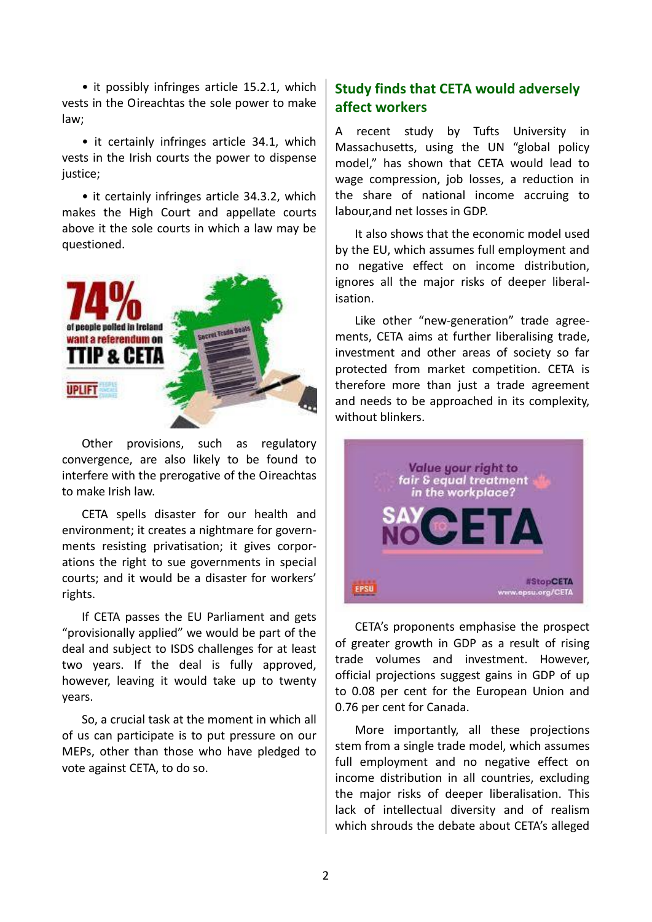• it possibly infringes article 15.2.1, which vests in the Oireachtas the sole power to make law;

• it certainly infringes article 34.1, which vests in the Irish courts the power to dispense justice;

• it certainly infringes article 34.3.2, which makes the High Court and appellate courts above it the sole courts in which a law may be questioned.

Other provisions, such as regulatory convergence, are also likely to be found to interfere with the prerogative of the Oireachtas to make Irish law.

CETA spells disaster for our health and environment; it creates a nightmare for governments resisting privatisation; it gives corporations the right to sue governments in special courts; and it would be a disaster for workers' rights.

If CETA passes the EU Parliament and gets "provisionally applied" we would be part of the deal and subject to ISDS challenges for at least two years. If the deal is fully approved, however, leaving it would take up to twenty years.

So, a crucial task at the moment in which all of us can participate is to put pressure on our MEPs, other than those who have pledged to vote against CETA, to do so.

## Study finds that CETA would adversely affect workers

A recent study by Tufts University in Massachusetts, using the UN "global policy model," has shown that CETA would lead to wage compression, job losses, a reduction in the share of national income accruing to labour,and net losses in GDP.

It also shows that the economic model used by the EU, which assumes full employment and no negative effect on income distribution, ignores all the major risks of deeper liberalisation.

Like other "new-generation" trade agreements, CETA aims at further liberalising trade, investment and other areas of society so far protected from market competition. CETA is therefore more than just a trade agreement and needs to be approached in its complexity, without blinkers.

CETA's proponents emphasise the prospect of greater growth in GDP as a result of rising trade volumes and investment. However, official projections suggest gains in GDP of up to 0.08 per cent for the European Union and 0.76 per cent for Canada.

More importantly, all these projections stem from a single trade model, which assumes full employment and no negative effect on income distribution in all countries, excluding the major risks of deeper liberalisation. This lack of intellectual diversity and of realism which shrouds the debate about CETA's alleged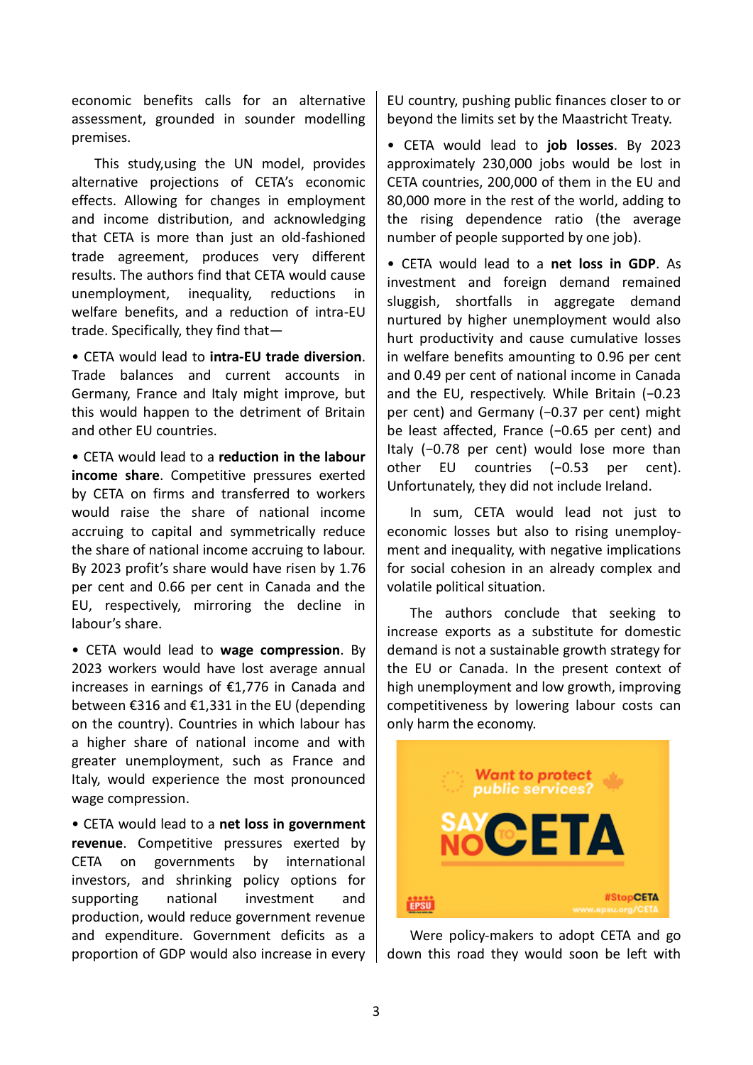economic benefits calls for an alternative assessment, grounded in sounder modelling premises.

This study,using the UN model, provides alternative projections of CETA's economic effects. Allowing for changes in employment and income distribution, and acknowledging that CETA is more than just an old-fashioned trade agreement, produces very different results. The authors find that CETA would cause unemployment, inequality, reductions in welfare benefits, and a reduction of intra-EU trade. Specifically, they find that—

- CETA would lead to **intra-EU trade diversion**. Trade balances and current accounts in Germany, France and Italy might improve, but this would happen to the detriment of Britain and other EU countries.

- CETA would lead to a **reduction in the labour income share**. Competitive pressures exerted by CETA on firms and transferred to workers would raise the share of national income accruing to capital and symmetrically reduce the share of national income accruing to labour. By 2023 profit's share would have risen by 1.76 per cent and 0.66 per cent in Canada and the EU, respectively, mirroring the decline in labour's share.

- CETA would lead to **wage compression**. By 2023 workers would have lost average annual increases in earnings of €1,776 in Canada and between €316 and €1,331 in the EU (depending on the country). Countries in which labour has a higher share of national income and with greater unemployment, such as France and Italy, would experience the most pronounced wage compression.

- CETA would lead to a **net loss in government revenue**. Competitive pressures exerted by CETA on governments by international investors, and shrinking policy options for supporting national investment and production, would reduce government revenue and expenditure. Government deficits as a proportion of GDP would also increase in every EU country, pushing public finances closer to or beyond the limits set by the Maastricht Treaty.

- CETA would lead to **job losses**. By 2023 approximately 230,000 jobs would be lost in CETA countries, 200,000 of them in the EU and 80,000 more in the rest of the world, adding to the rising dependence ratio (the average number of people supported by one job).

- CETA would lead to a **net loss in GDP**. As investment and foreign demand remained sluggish, shortfalls in aggregate demand nurtured by higher unemployment would also hurt productivity and cause cumulative losses in welfare benefits amounting to 0.96 per cent and 0.49 per cent of national income in Canada and the EU, respectively. While Britain (−0.23 per cent) and Germany (−0.37 per cent) might be least affected, France (−0.65 per cent) and Italy (−0.78 per cent) would lose more than other EU countries (−0.53 per cent). Unfortunately, they did not include Ireland.

In sum, CETA would lead not just to economic losses but also to rising unemployment and inequality, with negative implications for social cohesion in an already complex and volatile political situation.

The authors conclude that seeking to increase exports as a substitute for domestic demand is not a sustainable growth strategy for the EU or Canada. In the present context of high unemployment and low growth, improving competitiveness by lowering labour costs can only harm the economy.

Want to protect public services?

SAY NO TO CETA

EPSU #StopCETA www.epsu.org/CETA

Were policy-makers to adopt CETA and go down this road they would soon be left with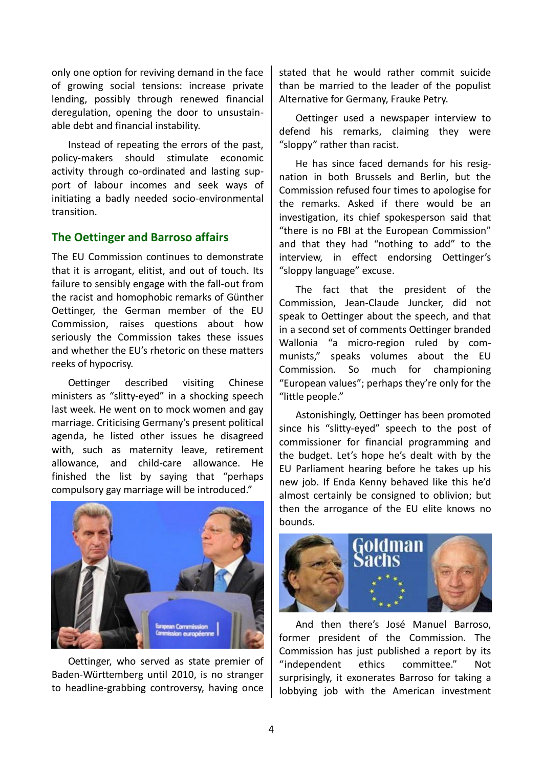only one option for reviving demand in the face of growing social tensions: increase private lending, possibly through renewed financial deregulation, opening the door to unsustainable debt and financial instability.

Instead of repeating the errors of the past, policy-makers should stimulate economic activity through co-ordinated and lasting support of labour incomes and seek ways of initiating a badly needed socio-environmental transition.

## The Oettinger and Barroso affairs

The EU Commission continues to demonstrate that it is arrogant, elitist, and out of touch. Its failure to sensibly engage with the fall-out from the racist and homophobic remarks of Günther Oettinger, the German member of the EU Commission, raises questions about how seriously the Commission takes these issues and whether the EU's rhetoric on these matters reeks of hypocrisy.

Oettinger described visiting Chinese ministers as "slitty-eyed" in a shocking speech last week. He went on to mock women and gay marriage. Criticising Germany's present political agenda, he listed other issues he disagreed with, such as maternity leave, retirement allowance, and child-care allowance. He finished the list by saying that "perhaps compulsory gay marriage will be introduced."

Oettinger, who served as state premier of Baden-Württemberg until 2010, is no stranger to headline-grabbing controversy, having once stated that he would rather commit suicide than be married to the leader of the populist Alternative for Germany, Frauke Petry.

Oettinger used a newspaper interview to defend his remarks, claiming they were "sloppy" rather than racist.

He has since faced demands for his resignation in both Brussels and Berlin, but the Commission refused four times to apologise for the remarks. Asked if there would be an investigation, its chief spokesperson said that "there is no FBI at the European Commission" and that they had "nothing to add" to the interview, in effect endorsing Oettinger's "sloppy language" excuse.

The fact that the president of the Commission, Jean-Claude Juncker, did not speak to Oettinger about the speech, and that in a second set of comments Oettinger branded Wallonia "a micro-region ruled by communists," speaks volumes about the EU Commission. So much for championing "European values"; perhaps they're only for the "little people."

Astonishingly, Oettinger has been promoted since his "slitty-eyed" speech to the post of commissioner for financial programming and the budget. Let's hope he's dealt with by the EU Parliament hearing before he takes up his new job. If Enda Kenny behaved like this he'd almost certainly be consigned to oblivion; but then the arrogance of the EU elite knows no bounds.

And then there's José Manuel Barroso, former president of the Commission. The Commission has just published a report by its "independent ethics committee." Not surprisingly, it exonerates Barroso for taking a lobbying job with the American investment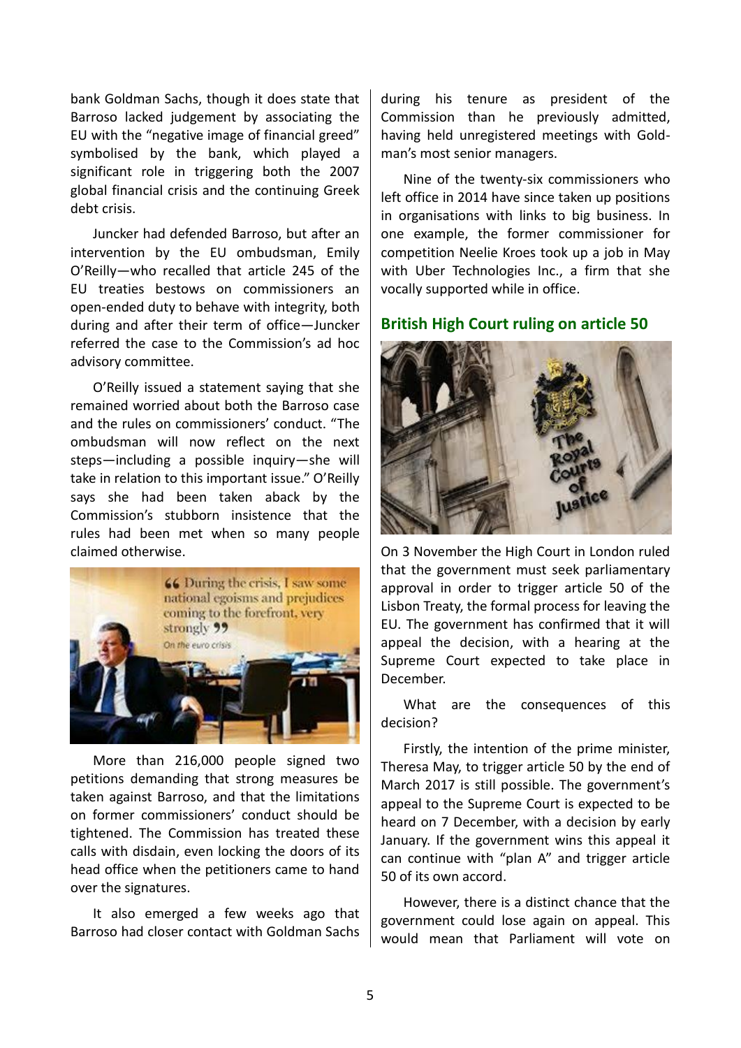bank Goldman Sachs, though it does state that Barroso lacked judgement by associating the EU with the "negative image of financial greed" symbolised by the bank, which played a significant role in triggering both the 2007 global financial crisis and the continuing Greek debt crisis.

Juncker had defended Barroso, but after an intervention by the EU ombudsman, Emily O'Reilly—who recalled that article 245 of the EU treaties bestows on commissioners an open-ended duty to behave with integrity, both during and after their term of office—Juncker referred the case to the Commission's ad hoc advisory committee.

O'Reilly issued a statement saying that she remained worried about both the Barroso case and the rules on commissioners' conduct. "The ombudsman will now reflect on the next steps—including a possible inquiry—she will take in relation to this important issue." O'Reilly says she had been taken aback by the Commission's stubborn insistence that the rules had been met when so many people claimed otherwise.

More than 216,000 people signed two petitions demanding that strong measures be taken against Barroso, and that the limitations on former commissioners' conduct should be tightened. The Commission has treated these calls with disdain, even locking the doors of its head office when the petitioners came to hand over the signatures.

It also emerged a few weeks ago that Barroso had closer contact with Goldman Sachs during his tenure as president of the Commission than he previously admitted, having held unregistered meetings with Goldman's most senior managers.

Nine of the twenty-six commissioners who left office in 2014 have since taken up positions in organisations with links to big business. In one example, the former commissioner for competition Neelie Kroes took up a job in May with Uber Technologies Inc., a firm that she vocally supported while in office.

## British High Court ruling on article 50

On 3 November the High Court in London ruled that the government must seek parliamentary approval in order to trigger article 50 of the Lisbon Treaty, the formal process for leaving the EU. The government has confirmed that it will appeal the decision, with a hearing at the Supreme Court expected to take place in December.

What are the consequences of this decision?

Firstly, the intention of the prime minister, Theresa May, to trigger article 50 by the end of March 2017 is still possible. The government's appeal to the Supreme Court is expected to be heard on 7 December, with a decision by early January. If the government wins this appeal it can continue with "plan A" and trigger article 50 of its own accord.

However, there is a distinct chance that the government could lose again on appeal. This would mean that Parliament will vote on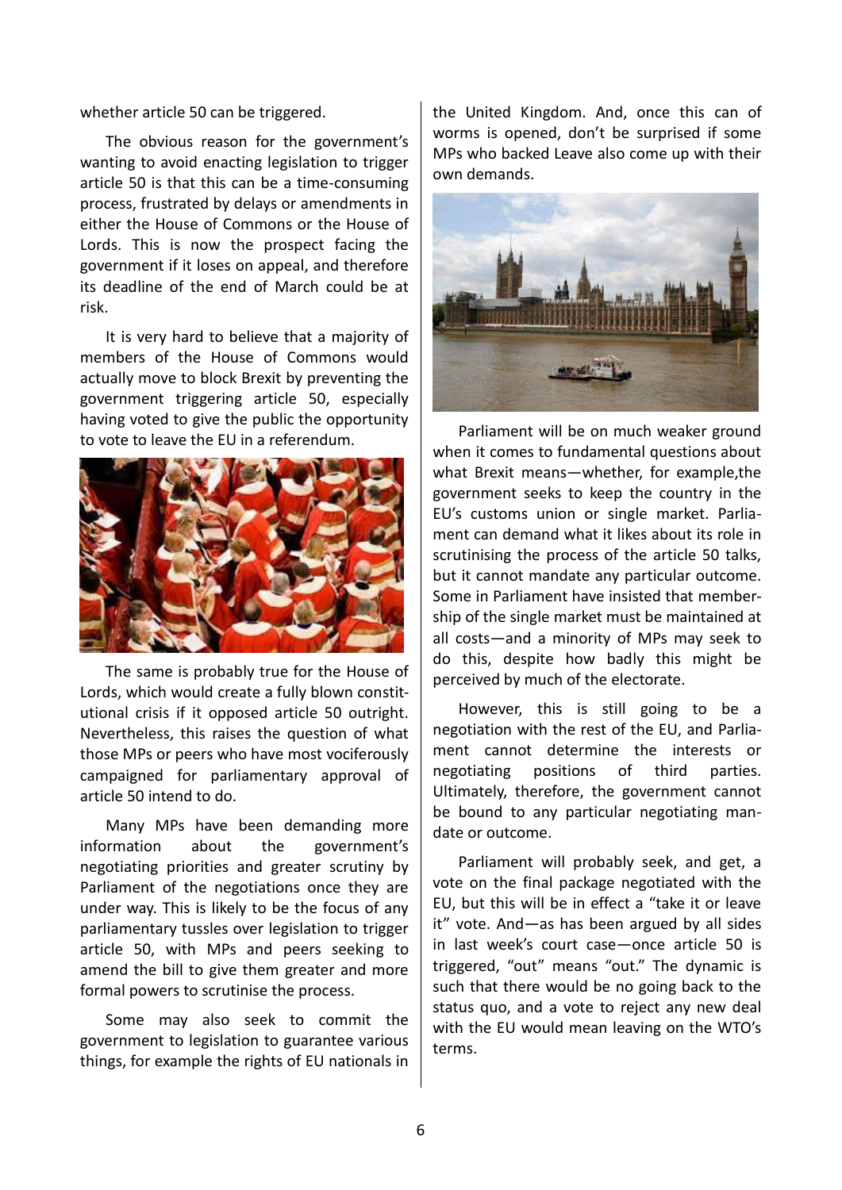whether article 50 can be triggered.

The obvious reason for the government's wanting to avoid enacting legislation to trigger article 50 is that this can be a time-consuming process, frustrated by delays or amendments in either the House of Commons or the House of Lords. This is now the prospect facing the government if it loses on appeal, and therefore its deadline of the end of March could be at risk.

It is very hard to believe that a majority of members of the House of Commons would actually move to block Brexit by preventing the government triggering article 50, especially having voted to give the public the opportunity to vote to leave the EU in a referendum.

The same is probably true for the House of Lords, which would create a fully blown constitutional crisis if it opposed article 50 outright. Nevertheless, this raises the question of what those MPs or peers who have most vociferously campaigned for parliamentary approval of article 50 intend to do.

Many MPs have been demanding more information about the government's negotiating priorities and greater scrutiny by Parliament of the negotiations once they are under way. This is likely to be the focus of any parliamentary tussles over legislation to trigger article 50, with MPs and peers seeking to amend the bill to give them greater and more formal powers to scrutinise the process.

Some may also seek to commit the government to legislation to guarantee various things, for example the rights of EU nationals in the United Kingdom. And, once this can of worms is opened, don't be surprised if some MPs who backed Leave also come up with their own demands.

Parliament will be on much weaker ground when it comes to fundamental questions about what Brexit means—whether, for example,the government seeks to keep the country in the EU's customs union or single market. Parliament can demand what it likes about its role in scrutinising the process of the article 50 talks, but it cannot mandate any particular outcome. Some in Parliament have insisted that membership of the single market must be maintained at all costs—and a minority of MPs may seek to do this, despite how badly this might be perceived by much of the electorate.

However, this is still going to be a negotiation with the rest of the EU, and Parliament cannot determine the interests or negotiating positions of third parties. Ultimately, therefore, the government cannot be bound to any particular negotiating mandate or outcome.

Parliament will probably seek, and get, a vote on the final package negotiated with the EU, but this will be in effect a "take it or leave it" vote. And—as has been argued by all sides in last week's court case—once article 50 is triggered, "out" means "out." The dynamic is such that there would be no going back to the status quo, and a vote to reject any new deal with the EU would mean leaving on the WTO's terms.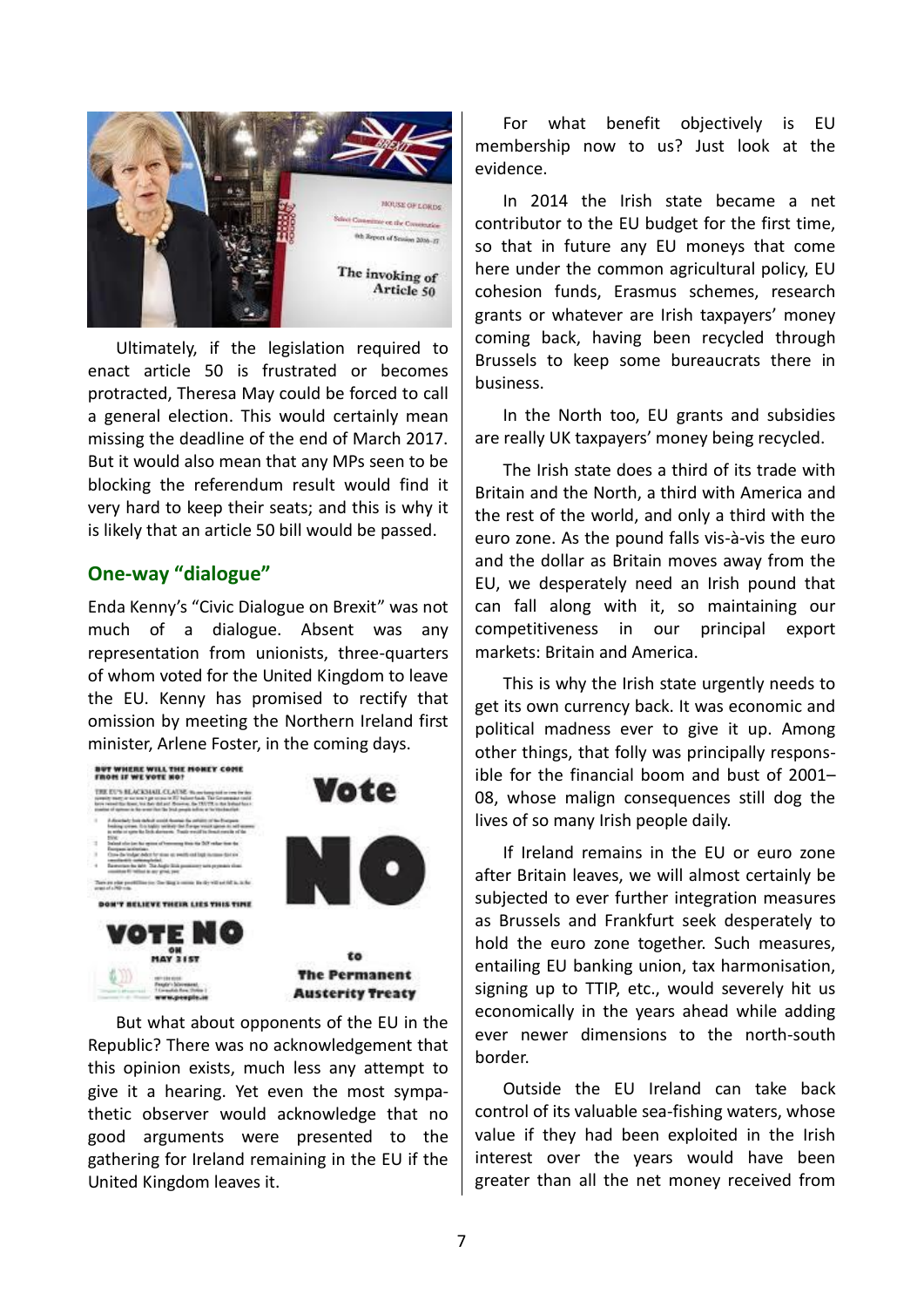Ultimately, if the legislation required to enact article 50 is frustrated or becomes protracted, Theresa May could be forced to call a general election. This would certainly mean missing the deadline of the end of March 2017. But it would also mean that any MPs seen to be blocking the referendum result would find it very hard to keep their seats; and this is why it is likely that an article 50 bill would be passed.

## One-way "dialogue"

Enda Kenny's "Civic Dialogue on Brexit" was not much of a dialogue. Absent was any representation from unionists, three-quarters of whom voted for the United Kingdom to leave the EU. Kenny has promised to rectify that omission by meeting the Northern Ireland first minister, Arlene Foster, in the coming days.

But what about opponents of the EU in the Republic? There was no acknowledgement that this opinion exists, much less any attempt to give it a hearing. Yet even the most sympathetic observer would acknowledge that no good arguments were presented to the gathering for Ireland remaining in the EU if the United Kingdom leaves it.

For what benefit objectively is EU membership now to us? Just look at the evidence.

In 2014 the Irish state became a net contributor to the EU budget for the first time, so that in future any EU moneys that come here under the common agricultural policy, EU cohesion funds, Erasmus schemes, research grants or whatever are Irish taxpayers' money coming back, having been recycled through Brussels to keep some bureaucrats there in business.

In the North too, EU grants and subsidies are really UK taxpayers' money being recycled.

The Irish state does a third of its trade with Britain and the North, a third with America and the rest of the world, and only a third with the euro zone. As the pound falls vis-à-vis the euro and the dollar as Britain moves away from the EU, we desperately need an Irish pound that can fall along with it, so maintaining our competitiveness in our principal export markets: Britain and America.

This is why the Irish state urgently needs to get its own currency back. It was economic and political madness ever to give it up. Among other things, that folly was principally responsible for the financial boom and bust of 2001–08, whose malign consequences still dog the lives of so many Irish people daily.

If Ireland remains in the EU or euro zone after Britain leaves, we will almost certainly be subjected to ever further integration measures as Brussels and Frankfurt seek desperately to hold the euro zone together. Such measures, entailing EU banking union, tax harmonisation, signing up to TTIP, etc., would severely hit us economically in the years ahead while adding ever newer dimensions to the north-south border.

Outside the EU Ireland can take back control of its valuable sea-fishing waters, whose value if they had been exploited in the Irish interest over the years would have been greater than all the net money received from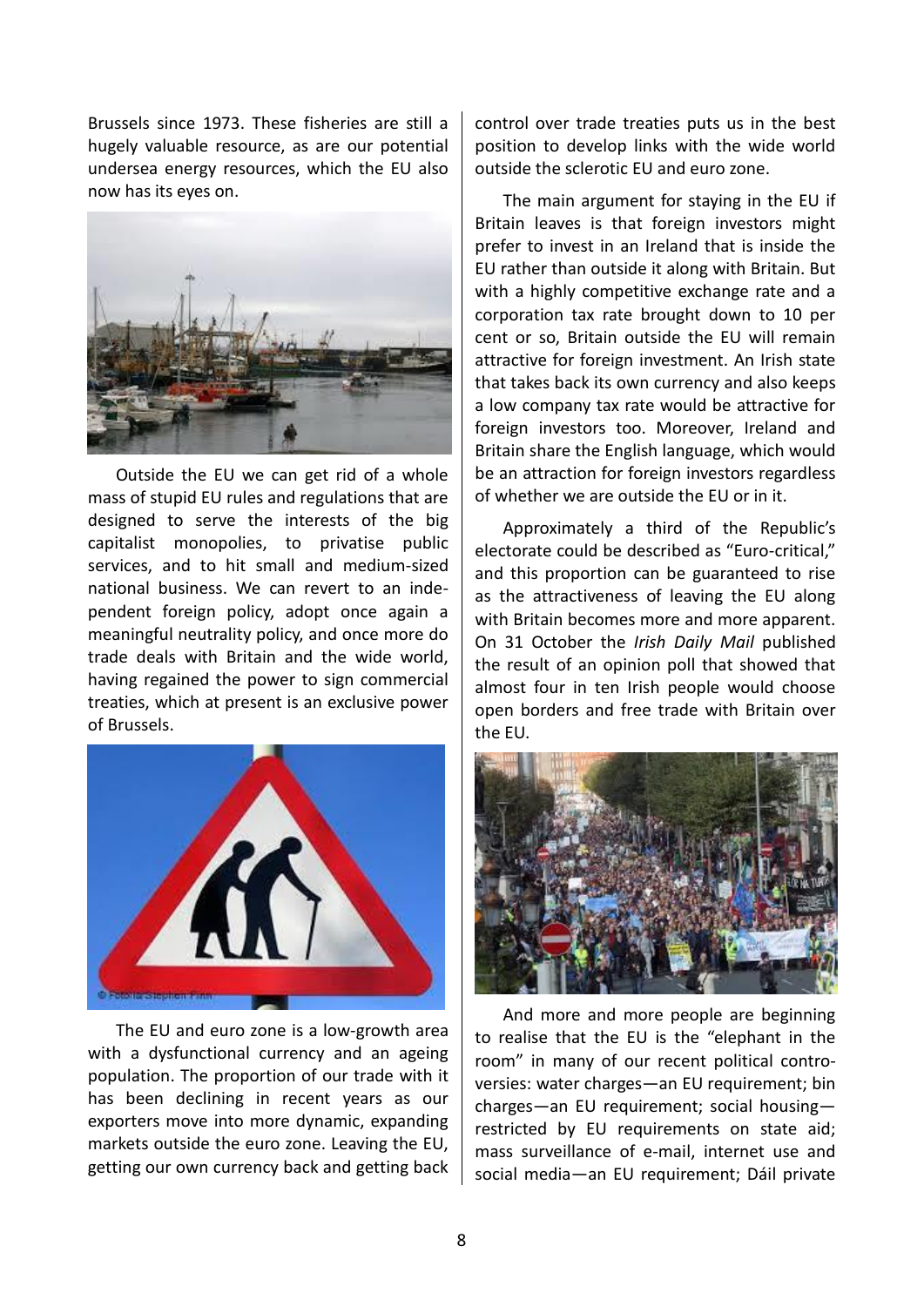Brussels since 1973. These fisheries are still a hugely valuable resource, as are our potential undersea energy resources, which the EU also now has its eyes on.

Outside the EU we can get rid of a whole mass of stupid EU rules and regulations that are designed to serve the interests of the big capitalist monopolies, to privatise public services, and to hit small and medium-sized national business. We can revert to an independent foreign policy, adopt once again a meaningful neutrality policy, and once more do trade deals with Britain and the wide world, having regained the power to sign commercial treaties, which at present is an exclusive power of Brussels.

The EU and euro zone is a low-growth area with a dysfunctional currency and an ageing population. The proportion of our trade with it has been declining in recent years as our exporters move into more dynamic, expanding markets outside the euro zone. Leaving the EU, getting our own currency back and getting back control over trade treaties puts us in the best position to develop links with the wide world outside the sclerotic EU and euro zone.

The main argument for staying in the EU if Britain leaves is that foreign investors might prefer to invest in an Ireland that is inside the EU rather than outside it along with Britain. But with a highly competitive exchange rate and a corporation tax rate brought down to 10 per cent or so, Britain outside the EU will remain attractive for foreign investment. An Irish state that takes back its own currency and also keeps a low company tax rate would be attractive for foreign investors too. Moreover, Ireland and Britain share the English language, which would be an attraction for foreign investors regardless of whether we are outside the EU or in it.

Approximately a third of the Republic's electorate could be described as "Euro-critical," and this proportion can be guaranteed to rise as the attractiveness of leaving the EU along with Britain becomes more and more apparent. On 31 October the *Irish Daily Mail* published the result of an opinion poll that showed that almost four in ten Irish people would choose open borders and free trade with Britain over the EU.

And more and more people are beginning to realise that the EU is the "elephant in the room" in many of our recent political controversies: water charges—an EU requirement; bin charges—an EU requirement; social housing—restricted by EU requirements on state aid; mass surveillance of e-mail, internet use and social media—an EU requirement; Dáil private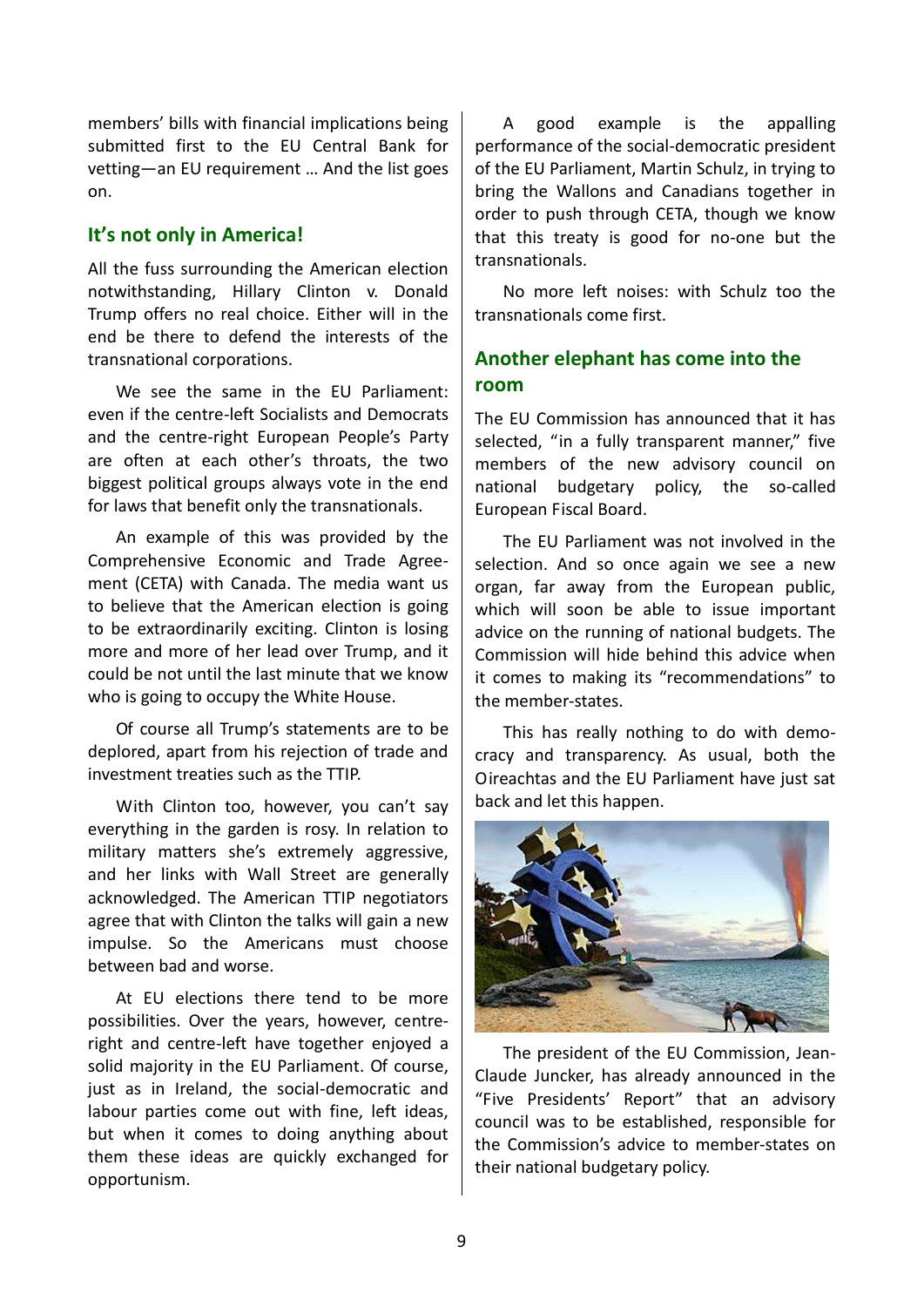members' bills with financial implications being submitted first to the EU Central Bank for vetting—an EU requirement ... And the list goes on.

## It's not only in America!

All the fuss surrounding the American election notwithstanding, Hillary Clinton v. Donald Trump offers no real choice. Either will in the end be there to defend the interests of the transnational corporations.

We see the same in the EU Parliament: even if the centre-left Socialists and Democrats and the centre-right European People's Party are often at each other's throats, the two biggest political groups always vote in the end for laws that benefit only the transnationals.

An example of this was provided by the Comprehensive Economic and Trade Agreement (CETA) with Canada. The media want us to believe that the American election is going to be extraordinarily exciting. Clinton is losing more and more of her lead over Trump, and it could be not until the last minute that we know who is going to occupy the White House.

Of course all Trump's statements are to be deplored, apart from his rejection of trade and investment treaties such as the TTIP.

With Clinton too, however, you can't say everything in the garden is rosy. In relation to military matters she's extremely aggressive, and her links with Wall Street are generally acknowledged. The American TTIP negotiators agree that with Clinton the talks will gain a new impulse. So the Americans must choose between bad and worse.

At EU elections there tend to be more possibilities. Over the years, however, centre-right and centre-left have together enjoyed a solid majority in the EU Parliament. Of course, just as in Ireland, the social-democratic and labour parties come out with fine, left ideas, but when it comes to doing anything about them these ideas are quickly exchanged for opportunism.

A good example is the appalling performance of the social-democratic president of the EU Parliament, Martin Schulz, in trying to bring the Wallons and Canadians together in order to push through CETA, though we know that this treaty is good for no-one but the transnationals.

No more left noises: with Schulz too the transnationals come first.

## Another elephant has come into the room

The EU Commission has announced that it has selected, "in a fully transparent manner," five members of the new advisory council on national budgetary policy, the so-called European Fiscal Board.

The EU Parliament was not involved in the selection. And so once again we see a new organ, far away from the European public, which will soon be able to issue important advice on the running of national budgets. The Commission will hide behind this advice when it comes to making its "recommendations" to the member-states.

This has really nothing to do with democracy and transparency. As usual, both the Oireachtas and the EU Parliament have just sat back and let this happen.

The president of the EU Commission, Jean-Claude Juncker, has already announced in the "Five Presidents' Report" that an advisory council was to be established, responsible for the Commission's advice to member-states on their national budgetary policy.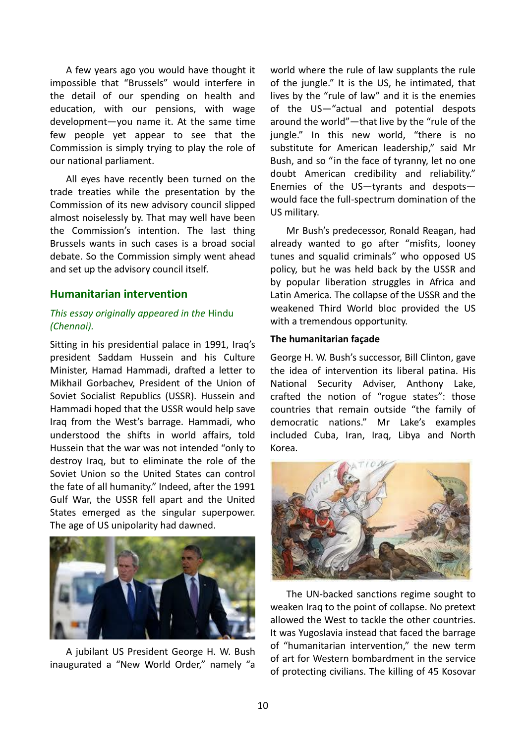A few years ago you would have thought it impossible that "Brussels" would interfere in the detail of our spending on health and education, with our pensions, with wage development—you name it. At the same time few people yet appear to see that the Commission is simply trying to play the role of our national parliament.

All eyes have recently been turned on the trade treaties while the presentation by the Commission of its new advisory council slipped almost noiselessly by. That may well have been the Commission's intention. The last thing Brussels wants in such cases is a broad social debate. So the Commission simply went ahead and set up the advisory council itself.

## Humanitarian intervention

*This essay originally appeared in the* Hindu *(Chennai).*

Sitting in his presidential palace in 1991, Iraq's president Saddam Hussein and his Culture Minister, Hamad Hammadi, drafted a letter to Mikhail Gorbachev, President of the Union of Soviet Socialist Republics (USSR). Hussein and Hammadi hoped that the USSR would help save Iraq from the West's barrage. Hammadi, who understood the shifts in world affairs, told Hussein that the war was not intended "only to destroy Iraq, but to eliminate the role of the Soviet Union so the United States can control the fate of all humanity." Indeed, after the 1991 Gulf War, the USSR fell apart and the United States emerged as the singular superpower. The age of US unipolarity had dawned.

A jubilant US President George H. W. Bush inaugurated a "New World Order," namely "a world where the rule of law supplants the rule of the jungle." It is the US, he intimated, that lives by the "rule of law" and it is the enemies of the US—"actual and potential despots around the world"—that live by the "rule of the jungle." In this new world, "there is no substitute for American leadership," said Mr Bush, and so "in the face of tyranny, let no one doubt American credibility and reliability." Enemies of the US—tyrants and despots—would face the full-spectrum domination of the US military.

Mr Bush's predecessor, Ronald Reagan, had already wanted to go after "misfits, looney tunes and squalid criminals" who opposed US policy, but he was held back by the USSR and by popular liberation struggles in Africa and Latin America. The collapse of the USSR and the weakened Third World bloc provided the US with a tremendous opportunity.

### The humanitarian façade

George H. W. Bush's successor, Bill Clinton, gave the idea of intervention its liberal patina. His National Security Adviser, Anthony Lake, crafted the notion of "rogue states": those countries that remain outside "the family of democratic nations." Mr Lake's examples included Cuba, Iran, Iraq, Libya and North Korea.

The UN-backed sanctions regime sought to weaken Iraq to the point of collapse. No pretext allowed the West to tackle the other countries. It was Yugoslavia instead that faced the barrage of "humanitarian intervention," the new term of art for Western bombardment in the service of protecting civilians. The killing of 45 Kosovar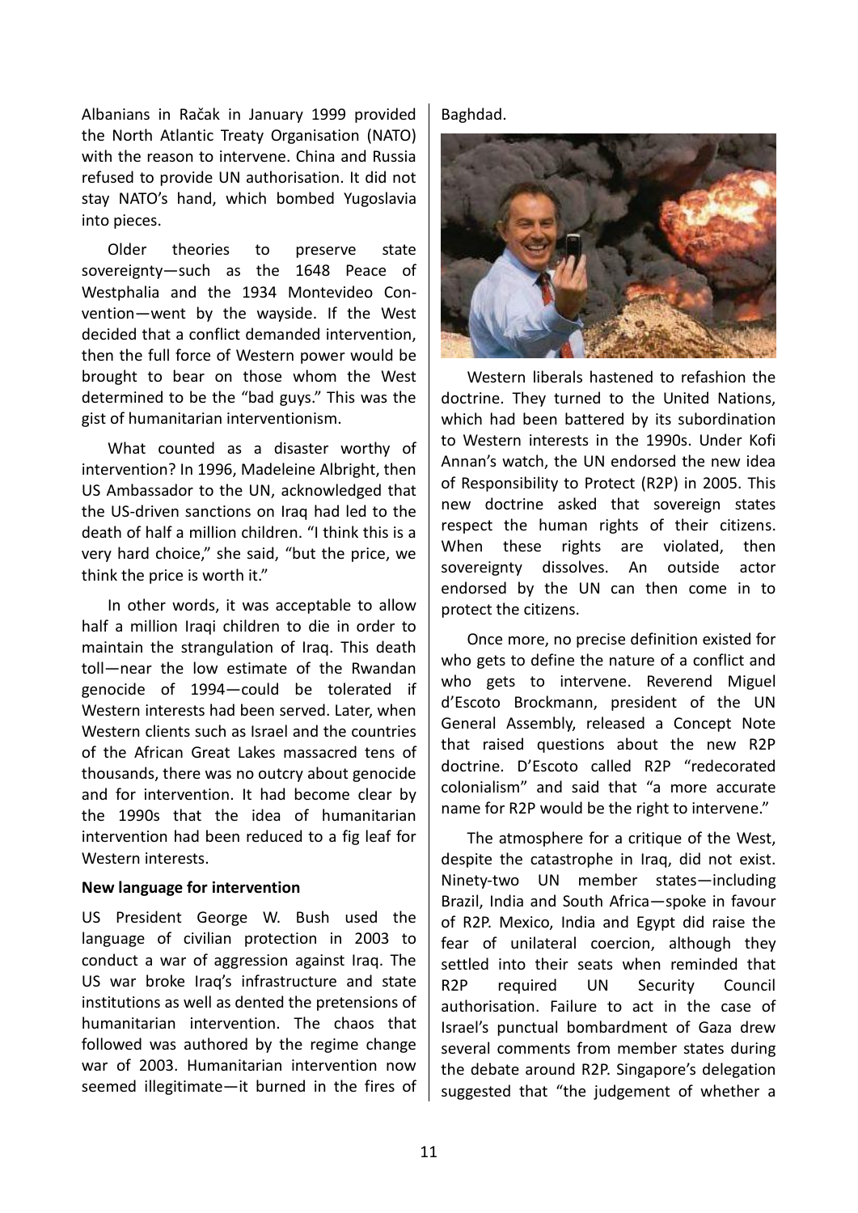Albanians in Račak in January 1999 provided the North Atlantic Treaty Organisation (NATO) with the reason to intervene. China and Russia refused to provide UN authorisation. It did not stay NATO's hand, which bombed Yugoslavia into pieces.

Older theories to preserve state sovereignty—such as the 1648 Peace of Westphalia and the 1934 Montevideo Convention—went by the wayside. If the West decided that a conflict demanded intervention, then the full force of Western power would be brought to bear on those whom the West determined to be the "bad guys." This was the gist of humanitarian interventionism.

What counted as a disaster worthy of intervention? In 1996, Madeleine Albright, then US Ambassador to the UN, acknowledged that the US-driven sanctions on Iraq had led to the death of half a million children. "I think this is a very hard choice," she said, "but the price, we think the price is worth it."

In other words, it was acceptable to allow half a million Iraqi children to die in order to maintain the strangulation of Iraq. This death toll—near the low estimate of the Rwandan genocide of 1994—could be tolerated if Western interests had been served. Later, when Western clients such as Israel and the countries of the African Great Lakes massacred tens of thousands, there was no outcry about genocide and for intervention. It had become clear by the 1990s that the idea of humanitarian intervention had been reduced to a fig leaf for Western interests.

**New language for intervention**

US President George W. Bush used the language of civilian protection in 2003 to conduct a war of aggression against Iraq. The US war broke Iraq's infrastructure and state institutions as well as dented the pretensions of humanitarian intervention. The chaos that followed was authored by the regime change war of 2003. Humanitarian intervention now seemed illegitimate—it burned in the fires of Baghdad.

Western liberals hastened to refashion the doctrine. They turned to the United Nations, which had been battered by its subordination to Western interests in the 1990s. Under Kofi Annan's watch, the UN endorsed the new idea of Responsibility to Protect (R2P) in 2005. This new doctrine asked that sovereign states respect the human rights of their citizens. When these rights are violated, then sovereignty dissolves. An outside actor endorsed by the UN can then come in to protect the citizens.

Once more, no precise definition existed for who gets to define the nature of a conflict and who gets to intervene. Reverend Miguel d'Escoto Brockmann, president of the UN General Assembly, released a Concept Note that raised questions about the new R2P doctrine. D'Escoto called R2P "redecorated colonialism" and said that "a more accurate name for R2P would be the right to intervene."

The atmosphere for a critique of the West, despite the catastrophe in Iraq, did not exist. Ninety-two UN member states—including Brazil, India and South Africa—spoke in favour of R2P. Mexico, India and Egypt did raise the fear of unilateral coercion, although they settled into their seats when reminded that R2P required UN Security Council authorisation. Failure to act in the case of Israel's punctual bombardment of Gaza drew several comments from member states during the debate around R2P. Singapore's delegation suggested that "the judgement of whether a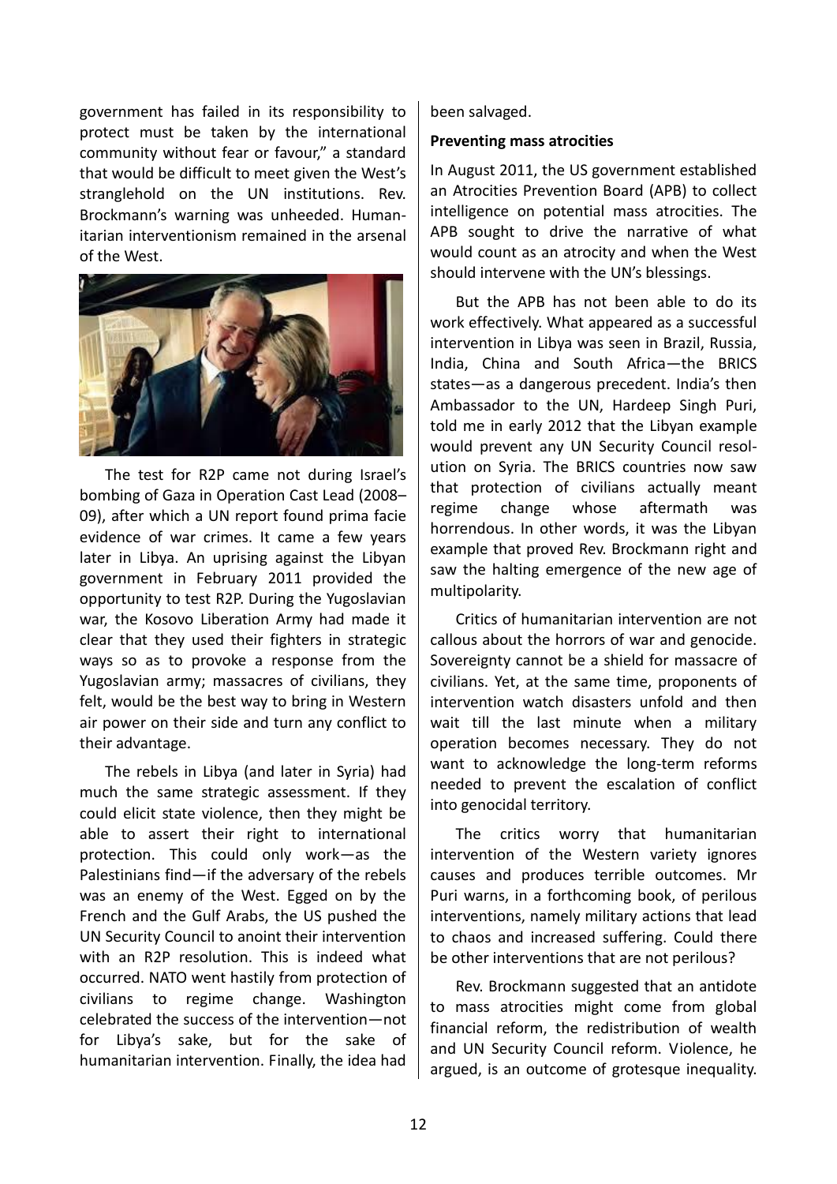government has failed in its responsibility to protect must be taken by the international community without fear or favour," a standard that would be difficult to meet given the West's stranglehold on the UN institutions. Rev. Brockmann's warning was unheeded. Humanitarian interventionism remained in the arsenal of the West.

The test for R2P came not during Israel's bombing of Gaza in Operation Cast Lead (2008–09), after which a UN report found prima facie evidence of war crimes. It came a few years later in Libya. An uprising against the Libyan government in February 2011 provided the opportunity to test R2P. During the Yugoslavian war, the Kosovo Liberation Army had made it clear that they used their fighters in strategic ways so as to provoke a response from the Yugoslavian army; massacres of civilians, they felt, would be the best way to bring in Western air power on their side and turn any conflict to their advantage.

The rebels in Libya (and later in Syria) had much the same strategic assessment. If they could elicit state violence, then they might be able to assert their right to international protection. This could only work—as the Palestinians find—if the adversary of the rebels was an enemy of the West. Egged on by the French and the Gulf Arabs, the US pushed the UN Security Council to anoint their intervention with an R2P resolution. This is indeed what occurred. NATO went hastily from protection of civilians to regime change. Washington celebrated the success of the intervention—not for Libya's sake, but for the sake of humanitarian intervention. Finally, the idea had been salvaged.

**Preventing mass atrocities**

In August 2011, the US government established an Atrocities Prevention Board (APB) to collect intelligence on potential mass atrocities. The APB sought to drive the narrative of what would count as an atrocity and when the West should intervene with the UN's blessings.

But the APB has not been able to do its work effectively. What appeared as a successful intervention in Libya was seen in Brazil, Russia, India, China and South Africa—the BRICS states—as a dangerous precedent. India's then Ambassador to the UN, Hardeep Singh Puri, told me in early 2012 that the Libyan example would prevent any UN Security Council resolution on Syria. The BRICS countries now saw that protection of civilians actually meant regime change whose aftermath was horrendous. In other words, it was the Libyan example that proved Rev. Brockmann right and saw the halting emergence of the new age of multipolarity.

Critics of humanitarian intervention are not callous about the horrors of war and genocide. Sovereignty cannot be a shield for massacre of civilians. Yet, at the same time, proponents of intervention watch disasters unfold and then wait till the last minute when a military operation becomes necessary. They do not want to acknowledge the long-term reforms needed to prevent the escalation of conflict into genocidal territory.

The critics worry that humanitarian intervention of the Western variety ignores causes and produces terrible outcomes. Mr Puri warns, in a forthcoming book, of perilous interventions, namely military actions that lead to chaos and increased suffering. Could there be other interventions that are not perilous?

Rev. Brockmann suggested that an antidote to mass atrocities might come from global financial reform, the redistribution of wealth and UN Security Council reform. Violence, he argued, is an outcome of grotesque inequality.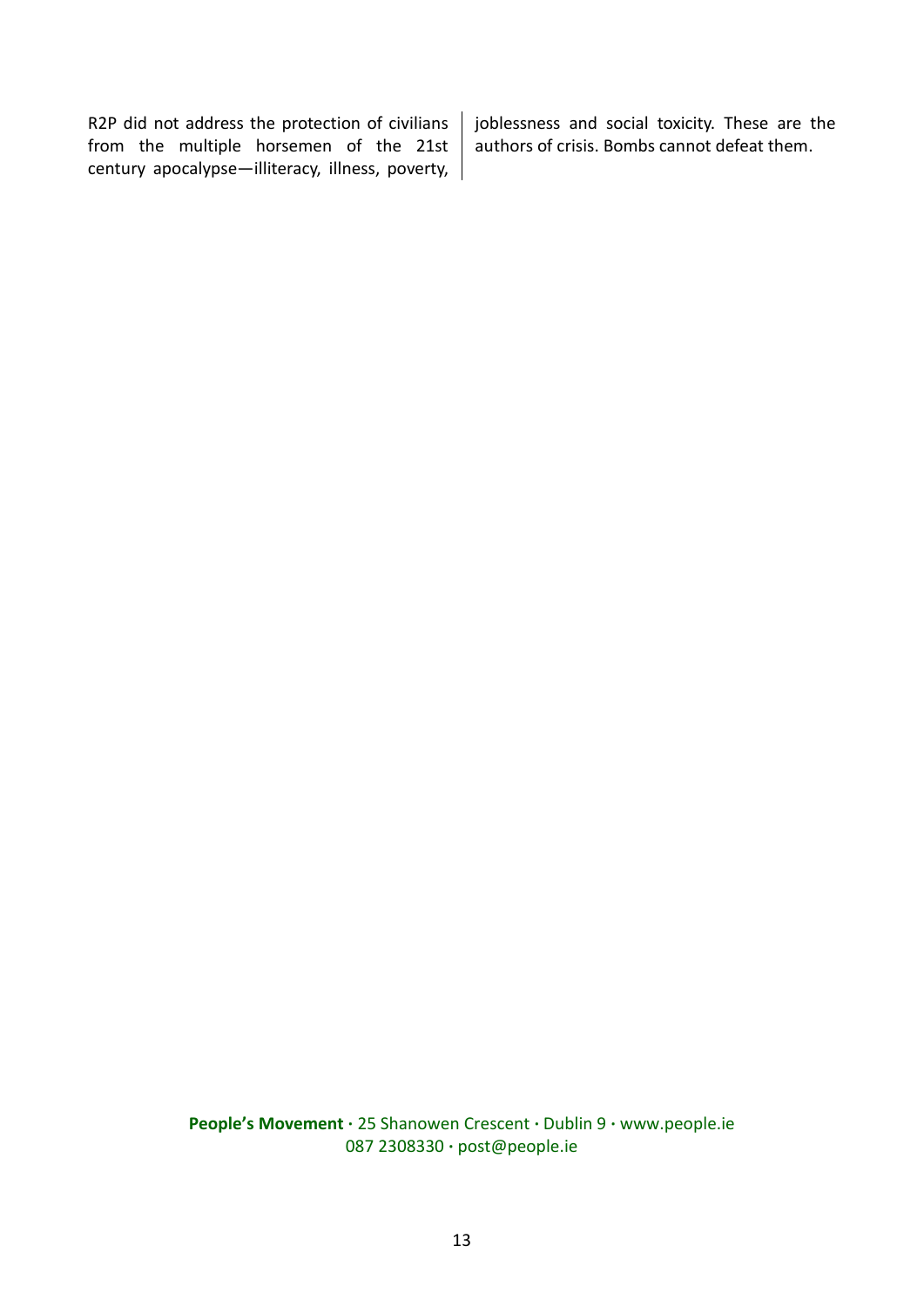R2P did not address the protection of civilians from the multiple horsemen of the 21st century apocalypse—illiteracy, illness, poverty, joblessness and social toxicity. These are the authors of crisis. Bombs cannot defeat them.

**People's Movement** · 25 Shanowen Crescent · Dublin 9 · www.people.ie
087 2308330 · post@people.ie